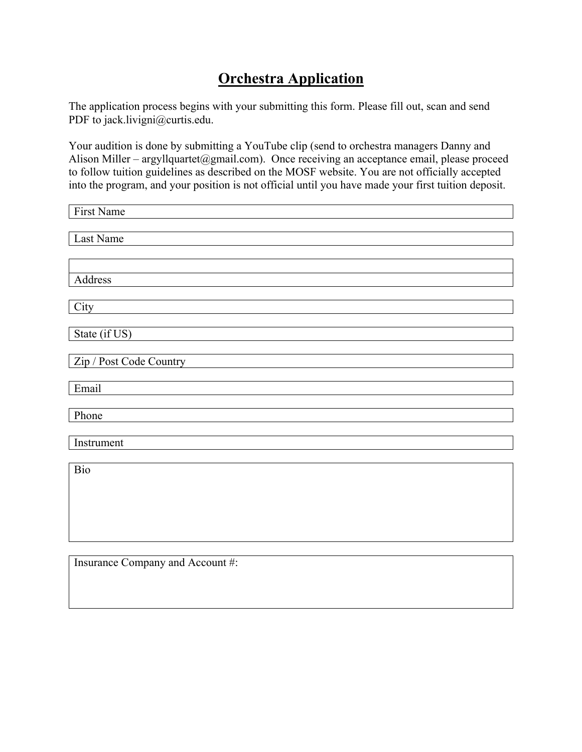# Orchestra Application

The application process begins with your submitting this form. Please fill out, scan and send PDF to jack.livigni@curtis.edu.

Your audition is done by submitting a YouTube clip (send to orchestra managers Danny and Alison Miller – argyllquartet@gmail.com). Once receiving an acceptance email, please proceed to follow tuition guidelines as described on the MOSF website. You are not officially accepted into the program, and your position is not official until you have made your first tuition deposit.

First Name

Last Name

Address

City

State (if US)

Zip / Post Code Country

Email

Phone

Instrument

Bio

Insurance Company and Account #: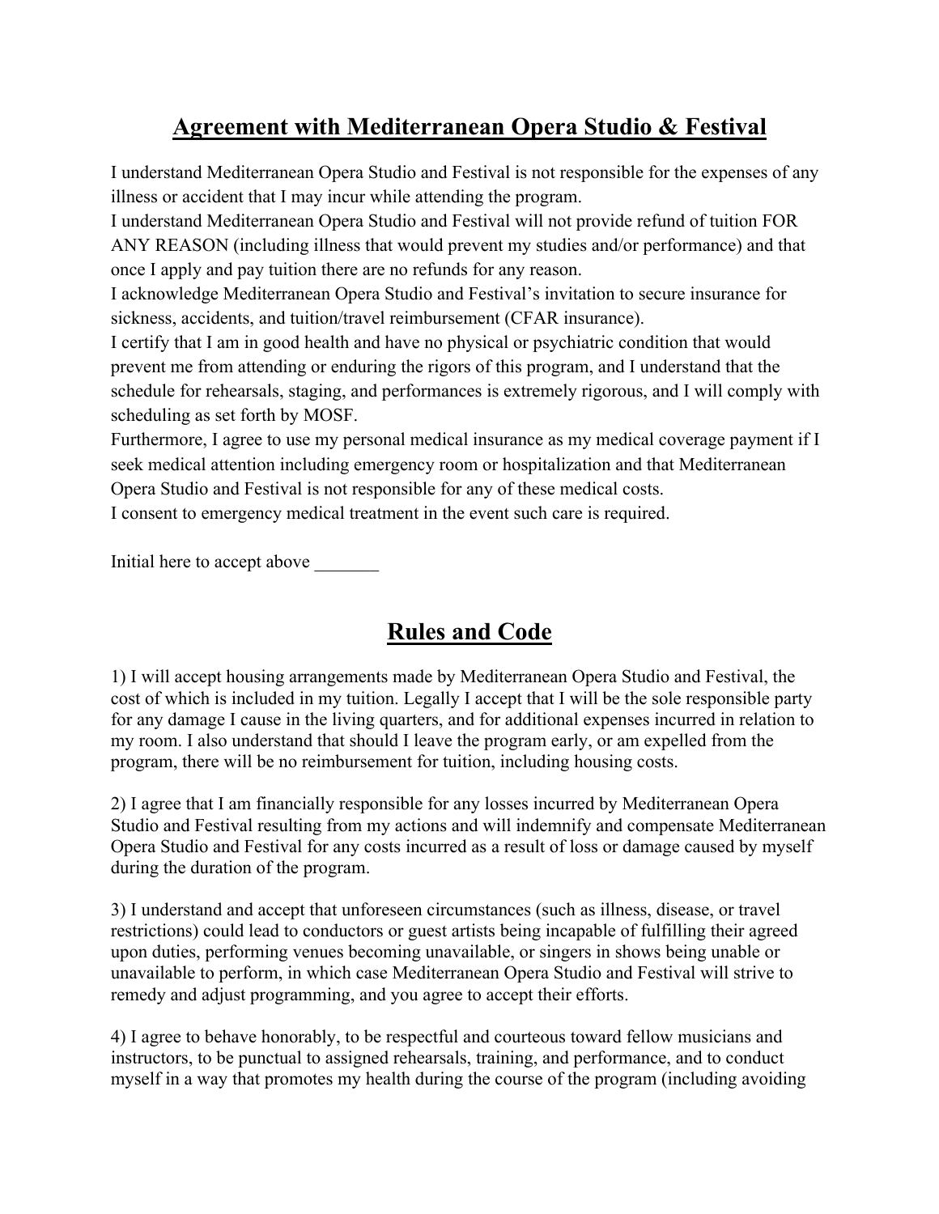## Agreement with Mediterranean Opera Studio & Festival

I understand Mediterranean Opera Studio and Festival is not responsible for the expenses of any illness or accident that I may incur while attending the program.
I understand Mediterranean Opera Studio and Festival will not provide refund of tuition FOR ANY REASON (including illness that would prevent my studies and/or performance) and that once I apply and pay tuition there are no refunds for any reason.
I acknowledge Mediterranean Opera Studio and Festival's invitation to secure insurance for sickness, accidents, and tuition/travel reimbursement (CFAR insurance).
I certify that I am in good health and have no physical or psychiatric condition that would prevent me from attending or enduring the rigors of this program, and I understand that the schedule for rehearsals, staging, and performances is extremely rigorous, and I will comply with scheduling as set forth by MOSF.
Furthermore, I agree to use my personal medical insurance as my medical coverage payment if I seek medical attention including emergency room or hospitalization and that Mediterranean Opera Studio and Festival is not responsible for any of these medical costs.
I consent to emergency medical treatment in the event such care is required.

Initial here to accept above _______

## Rules and Code

1) I will accept housing arrangements made by Mediterranean Opera Studio and Festival, the cost of which is included in my tuition. Legally I accept that I will be the sole responsible party for any damage I cause in the living quarters, and for additional expenses incurred in relation to my room. I also understand that should I leave the program early, or am expelled from the program, there will be no reimbursement for tuition, including housing costs.

2) I agree that I am financially responsible for any losses incurred by Mediterranean Opera Studio and Festival resulting from my actions and will indemnify and compensate Mediterranean Opera Studio and Festival for any costs incurred as a result of loss or damage caused by myself during the duration of the program.

3) I understand and accept that unforeseen circumstances (such as illness, disease, or travel restrictions) could lead to conductors or guest artists being incapable of fulfilling their agreed upon duties, performing venues becoming unavailable, or singers in shows being unable or unavailable to perform, in which case Mediterranean Opera Studio and Festival will strive to remedy and adjust programming, and you agree to accept their efforts.

4) I agree to behave honorably, to be respectful and courteous toward fellow musicians and instructors, to be punctual to assigned rehearsals, training, and performance, and to conduct myself in a way that promotes my health during the course of the program (including avoiding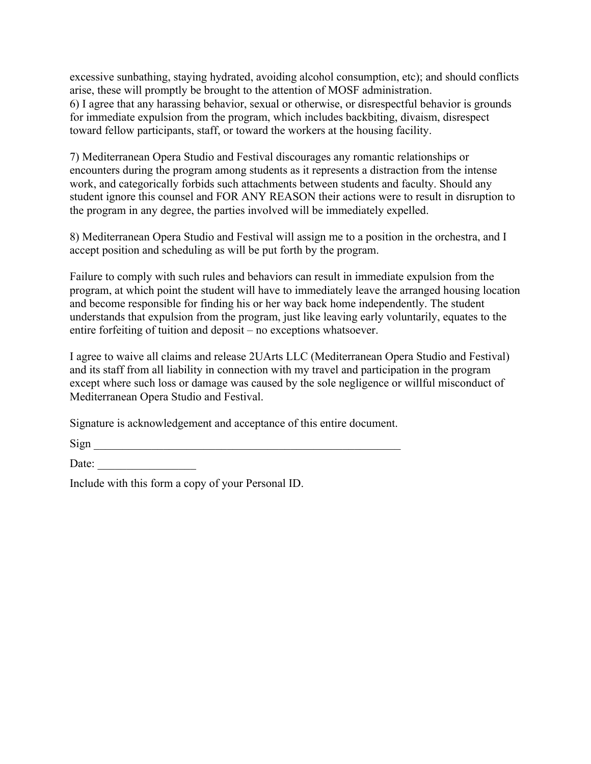excessive sunbathing, staying hydrated, avoiding alcohol consumption, etc); and should conflicts arise, these will promptly be brought to the attention of MOSF administration.

6) I agree that any harassing behavior, sexual or otherwise, or disrespectful behavior is grounds for immediate expulsion from the program, which includes backbiting, divaism, disrespect toward fellow participants, staff, or toward the workers at the housing facility.

7) Mediterranean Opera Studio and Festival discourages any romantic relationships or encounters during the program among students as it represents a distraction from the intense work, and categorically forbids such attachments between students and faculty. Should any student ignore this counsel and FOR ANY REASON their actions were to result in disruption to the program in any degree, the parties involved will be immediately expelled.

8) Mediterranean Opera Studio and Festival will assign me to a position in the orchestra, and I accept position and scheduling as will be put forth by the program.

Failure to comply with such rules and behaviors can result in immediate expulsion from the program, at which point the student will have to immediately leave the arranged housing location and become responsible for finding his or her way back home independently. The student understands that expulsion from the program, just like leaving early voluntarily, equates to the entire forfeiting of tuition and deposit – no exceptions whatsoever.

I agree to waive all claims and release 2UArts LLC (Mediterranean Opera Studio and Festival) and its staff from all liability in connection with my travel and participation in the program except where such loss or damage was caused by the sole negligence or willful misconduct of Mediterranean Opera Studio and Festival.

Signature is acknowledgement and acceptance of this entire document.

Sign _______________________________________________________

Date: _________________

Include with this form a copy of your Personal ID.